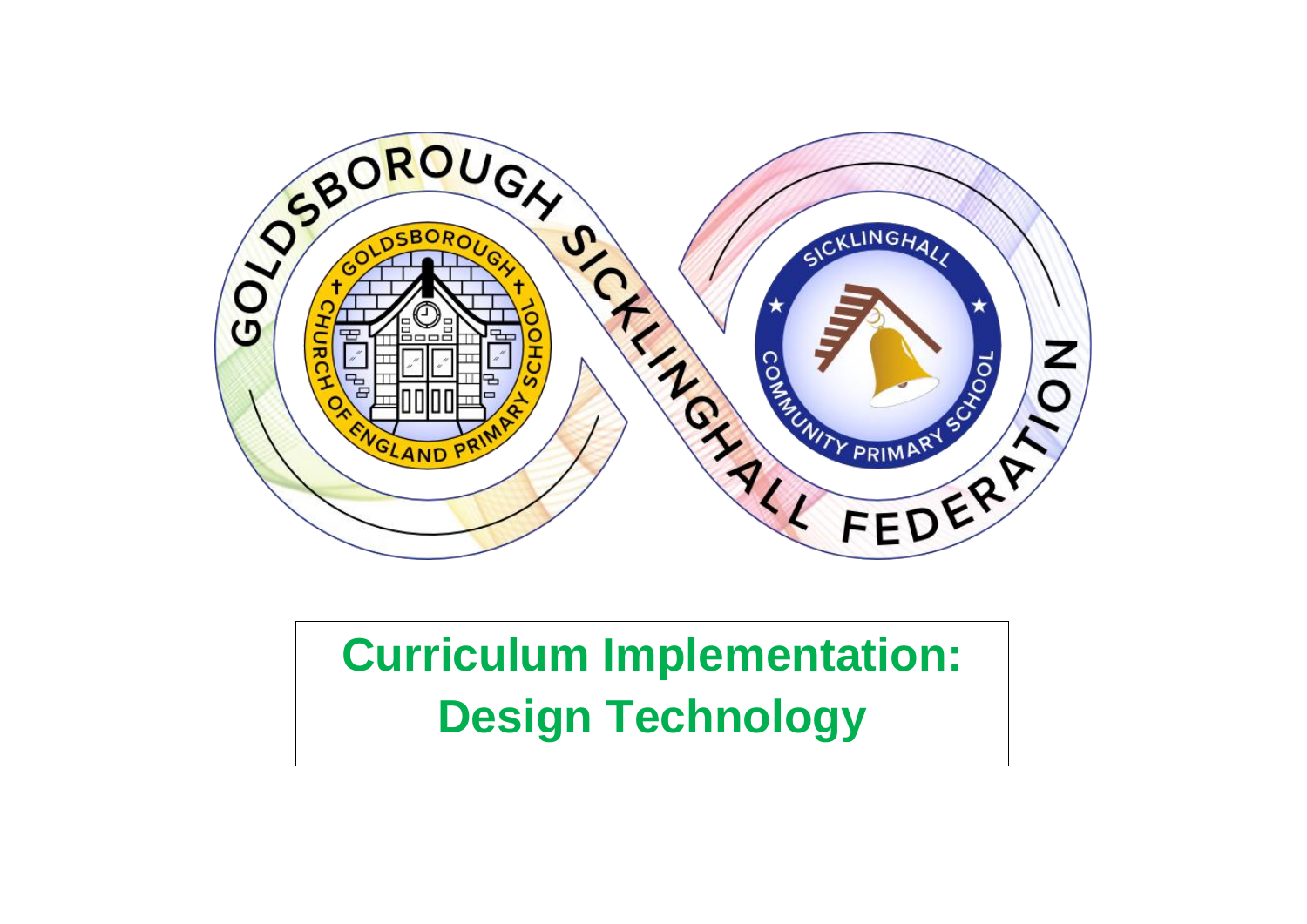# Curriculum Implementation: Design Technology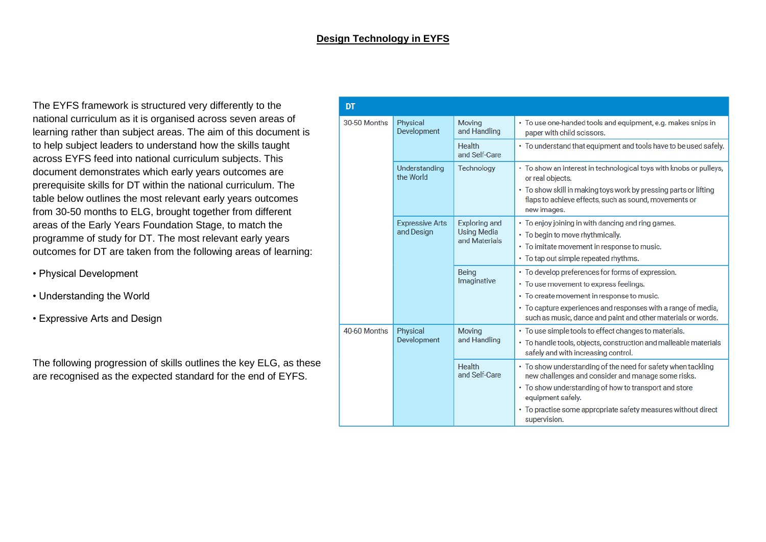# Design Technology in EYFS

The EYFS framework is structured very differently to the national curriculum as it is organised across seven areas of learning rather than subject areas. The aim of this document is to help subject leaders to understand how the skills taught across EYFS feed into national curriculum subjects. This document demonstrates which early years outcomes are prerequisite skills for DT within the national curriculum. The table below outlines the most relevant early years outcomes from 30-50 months to ELG, brought together from different areas of the Early Years Foundation Stage, to match the programme of study for DT. The most relevant early years outcomes for DT are taken from the following areas of learning:

- Physical Development
- Understanding the World
- Expressive Arts and Design

The following progression of skills outlines the key ELG, as these are recognised as the expected standard for the end of EYFS.

| DT | | | |
|---|---|---|---|
| 30-50 Months | Physical Development | Moving and Handling | • To use one-handed tools and equipment, e.g. makes snips in paper with child scissors. |
| | | Health and Self-Care | • To understand that equipment and tools have to be used safely. |
| | Understanding the World | Technology | • To show an interest in technological toys with knobs or pulleys, or real objects.<br>• To show skill in making toys work by pressing parts or lifting flaps to achieve effects, such as sound, movements or new images. |
| | Expressive Arts and Design | Exploring and Using Media and Materials | • To enjoy joining in with dancing and ring games.<br>• To begin to move rhythmically.<br>• To imitate movement in response to music.<br>• To tap out simple repeated rhythms. |
| | | Being Imaginative | • To develop preferences for forms of expression.<br>• To use movement to express feelings.<br>• To create movement in response to music.<br>• To capture experiences and responses with a range of media, such as music, dance and paint and other materials or words. |
| 40-60 Months | Physical Development | Moving and Handling | • To use simple tools to effect changes to materials.<br>• To handle tools, objects, construction and malleable materials safely and with increasing control. |
| | | Health and Self-Care | • To show understanding of the need for safety when tackling new challenges and consider and manage some risks.<br>• To show understanding of how to transport and store equipment safely.<br>• To practise some appropriate safety measures without direct supervision. |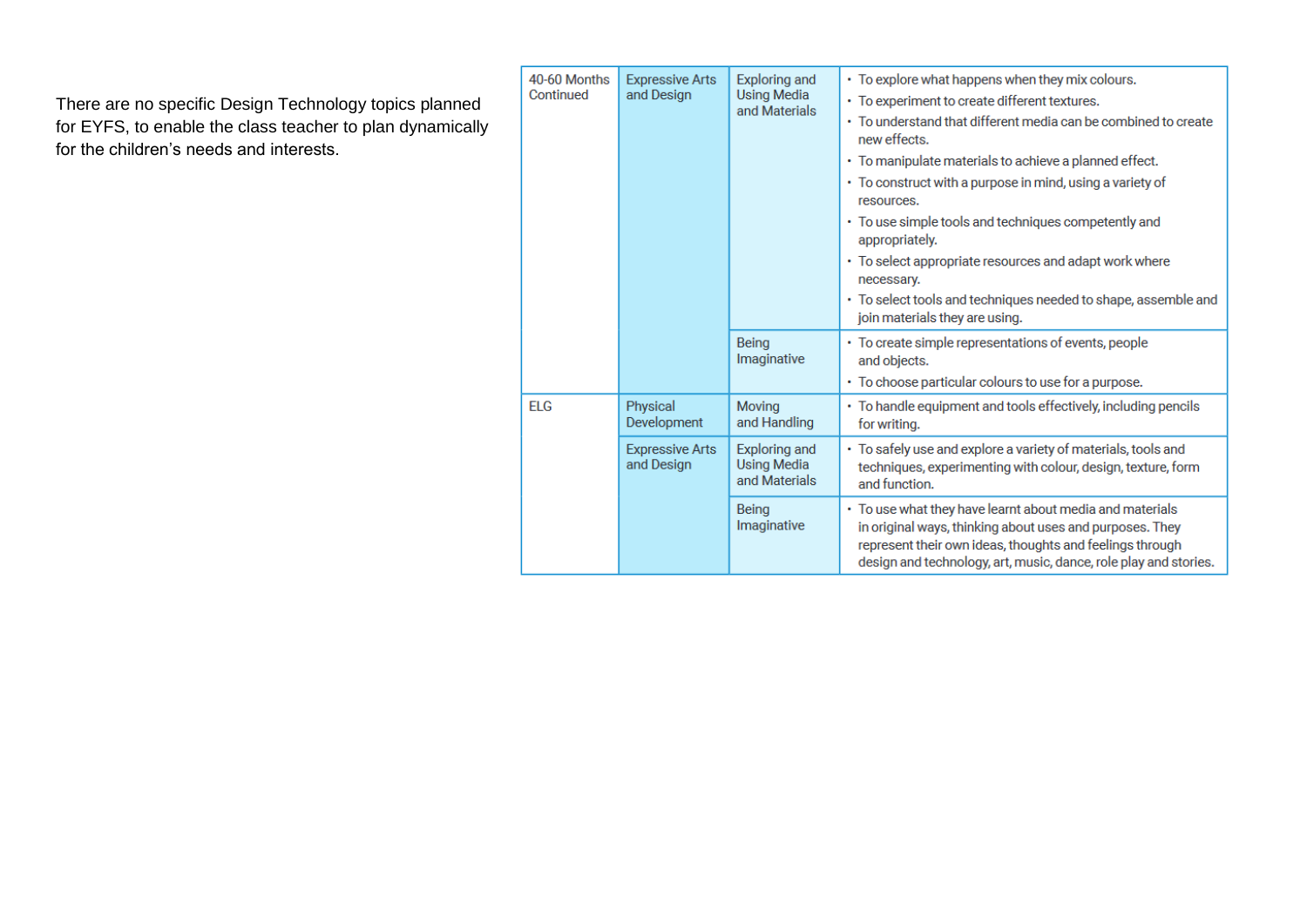There are no specific Design Technology topics planned for EYFS, to enable the class teacher to plan dynamically for the children's needs and interests.

| | | | |
|---|---|---|---|
| 40-60 Months Continued | Expressive Arts and Design | Exploring and Using Media and Materials | • To explore what happens when they mix colours.<br>• To experiment to create different textures.<br>• To understand that different media can be combined to create new effects.<br>• To manipulate materials to achieve a planned effect.<br>• To construct with a purpose in mind, using a variety of resources.<br>• To use simple tools and techniques competently and appropriately.<br>• To select appropriate resources and adapt work where necessary.<br>• To select tools and techniques needed to shape, assemble and join materials they are using. |
| | | Being Imaginative | • To create simple representations of events, people and objects.<br>• To choose particular colours to use for a purpose. |
| ELG | Physical Development | Moving and Handling | • To handle equipment and tools effectively, including pencils for writing. |
| | Expressive Arts and Design | Exploring and Using Media and Materials | • To safely use and explore a variety of materials, tools and techniques, experimenting with colour, design, texture, form and function. |
| | | Being Imaginative | • To use what they have learnt about media and materials in original ways, thinking about uses and purposes. They represent their own ideas, thoughts and feelings through design and technology, art, music, dance, role play and stories. |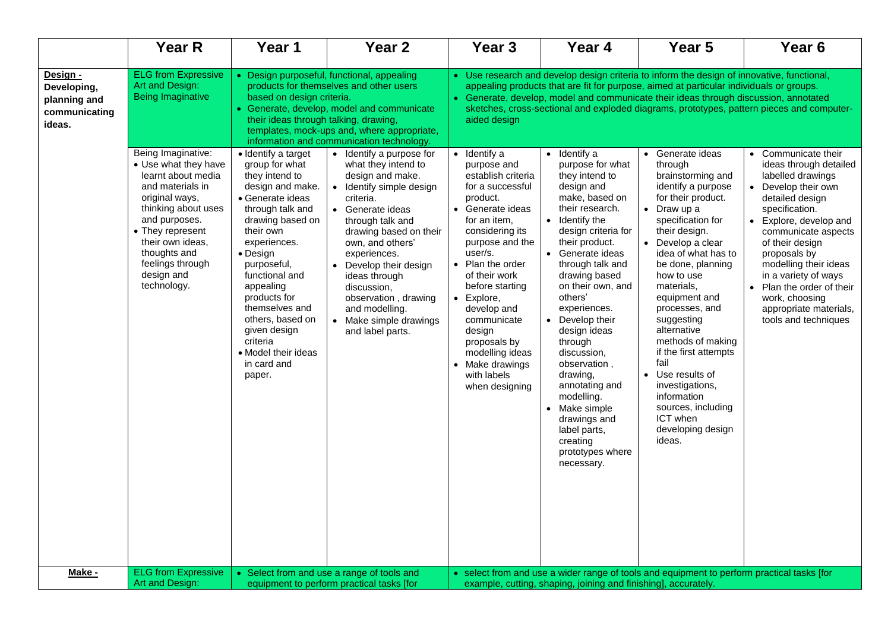| | Year R | Year 1 | Year 2 | Year 3 | Year 4 | Year 5 | Year 6 |
|---|---|---|---|---|---|---|---|
| **Design -** Developing, planning and communicating ideas. | ELG from Expressive Art and Design: Being Imaginative | • Design purposeful, functional, appealing products for themselves and other users based on design criteria.<br>• Generate, develop, model and communicate their ideas through talking, drawing, templates, mock-ups and, where appropriate, information and communication technology. | | • Use research and develop design criteria to inform the design of innovative, functional, appealing products that are fit for purpose, aimed at particular individuals or groups.<br>• Generate, develop, model and communicate their ideas through discussion, annotated sketches, cross-sectional and exploded diagrams, prototypes, pattern pieces and computer-aided design | | | |
| | Being Imaginative:<br>• Use what they have learnt about media and materials in original ways, thinking about uses and purposes.<br>• They represent their own ideas, thoughts and feelings through design and technology. | • Identify a target group for what they intend to design and make.<br>• Generate ideas through talk and drawing based on their own experiences.<br>• Design purposeful, functional and appealing products for themselves and others, based on given design criteria<br>• Model their ideas in card and paper. | • Identify a purpose for what they intend to design and make.<br>• Identify simple design criteria.<br>• Generate ideas through talk and drawing based on their own, and others' experiences.<br>• Develop their design ideas through discussion, observation , drawing and modelling.<br>• Make simple drawings and label parts. | • Identify a purpose and establish criteria for a successful product.<br>• Generate ideas for an item, considering its purpose and the user/s.<br>• Plan the order of their work before starting<br>• Explore, develop and communicate design proposals by modelling ideas<br>• Make drawings with labels when designing | • Identify a purpose for what they intend to design and make, based on their research.<br>• Identify the design criteria for their product.<br>• Generate ideas through talk and drawing based on their own, and others' experiences.<br>• Develop their design ideas through discussion, observation , drawing, annotating and modelling.<br>• Make simple drawings and label parts, creating prototypes where necessary. | • Generate ideas through brainstorming and identify a purpose for their product.<br>• Draw up a specification for their design.<br>• Develop a clear idea of what has to be done, planning how to use materials, equipment and processes, and suggesting alternative methods of making if the first attempts fail<br>• Use results of investigations, information sources, including ICT when developing design ideas. | • Communicate their ideas through detailed labelled drawings<br>• Develop their own detailed design specification.<br>• Explore, develop and communicate aspects of their design proposals by modelling their ideas in a variety of ways<br>• Plan the order of their work, choosing appropriate materials, tools and techniques |
| **Make -** | ELG from Expressive Art and Design: | • Select from and use a range of tools and equipment to perform practical tasks [for | | • select from and use a wider range of tools and equipment to perform practical tasks [for example, cutting, shaping, joining and finishing], accurately. | | | |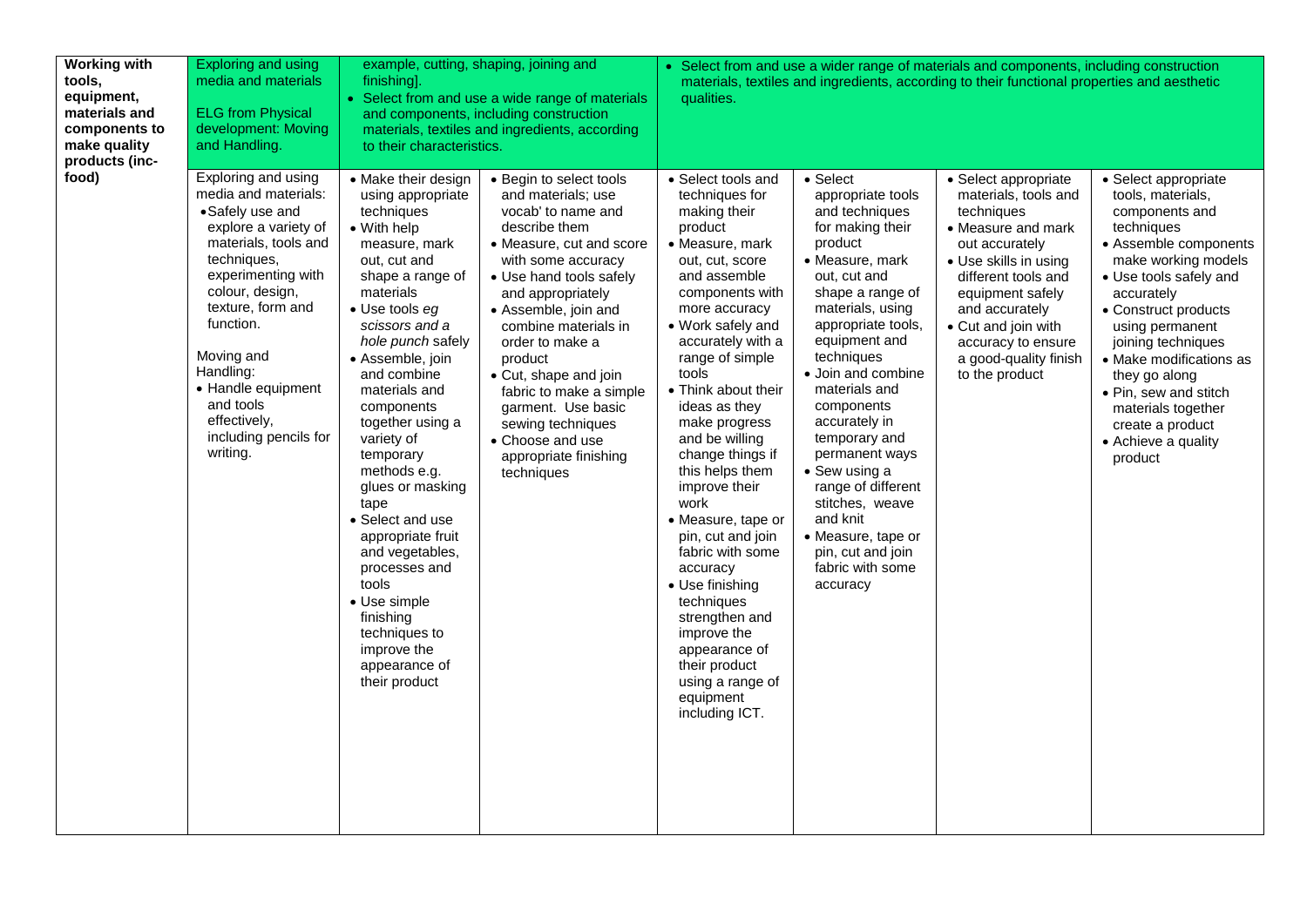| Working with tools, equipment, materials and components to make quality products (inc-food) | Exploring and using media and materials<br><br>ELG from Physical development: Moving and Handling. | example, cutting, shaping, joining and finishing].<br>• Select from and use a wide range of materials and components, including construction materials, textiles and ingredients, according to their characteristics. | | • Select from and use a wider range of materials and components, including construction materials, textiles and ingredients, according to their functional properties and aesthetic qualities. | | | |
|---|---|---|---|---|---|---|---|
| | Exploring and using media and materials:<br>• Safely use and explore a variety of materials, tools and techniques, experimenting with colour, design, texture, form and function.<br><br>Moving and Handling:<br>• Handle equipment and tools effectively, including pencils for writing. | • Make their design using appropriate techniques<br>• With help measure, mark out, cut and shape a range of materials<br>• Use tools *eg scissors and a hole punch* safely<br>• Assemble, join and combine materials and components together using a variety of temporary methods e.g. glues or masking tape<br>• Select and use appropriate fruit and vegetables, processes and tools<br>• Use simple finishing techniques to improve the appearance of their product | • Begin to select tools and materials; use vocab' to name and describe them<br>• Measure, cut and score with some accuracy<br>• Use hand tools safely and appropriately<br>• Assemble, join and combine materials in order to make a product<br>• Cut, shape and join fabric to make a simple garment. Use basic sewing techniques<br>• Choose and use appropriate finishing techniques | • Select tools and techniques for making their product<br>• Measure, mark out, cut, score and assemble components with more accuracy<br>• Work safely and accurately with a range of simple tools<br>• Think about their ideas as they make progress and be willing change things if this helps them improve their work<br>• Measure, tape or pin, cut and join fabric with some accuracy<br>• Use finishing techniques strengthen and improve the appearance of their product using a range of equipment including ICT. | • Select appropriate tools and techniques for making their product<br>• Measure, mark out, cut and shape a range of materials, using appropriate tools, equipment and techniques<br>• Join and combine materials and components accurately in temporary and permanent ways<br>• Sew using a range of different stitches, weave and knit<br>• Measure, tape or pin, cut and join fabric with some accuracy | • Select appropriate materials, tools and techniques<br>• Measure and mark out accurately<br>• Use skills in using different tools and equipment safely and accurately<br>• Cut and join with accuracy to ensure a good-quality finish to the product | • Select appropriate tools, materials, components and techniques<br>• Assemble components make working models<br>• Use tools safely and accurately<br>• Construct products using permanent joining techniques<br>• Make modifications as they go along<br>• Pin, sew and stitch materials together create a product<br>• Achieve a quality product |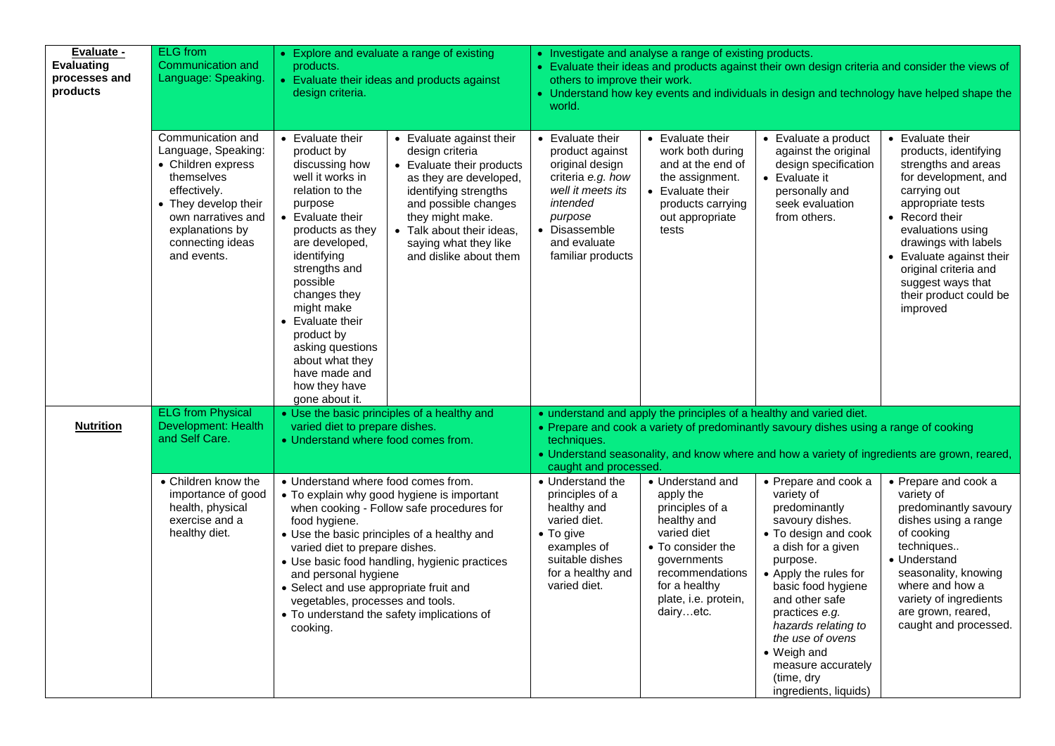| **Evaluate - Evaluating processes and products** | ELG from Communication and Language: Speaking. | • Explore and evaluate a range of existing products.<br>• Evaluate their ideas and products against design criteria. | | • Investigate and analyse a range of existing products.<br>• Evaluate their ideas and products against their own design criteria and consider the views of others to improve their work.<br>• Understand how key events and individuals in design and technology have helped shape the world. | | | |
|---|---|---|---|---|---|---|---|
| | Communication and Language, Speaking:<br>• Children express themselves effectively.<br>• They develop their own narratives and explanations by connecting ideas and events. | • Evaluate their product by discussing how well it works in relation to the purpose<br>• Evaluate their products as they are developed, identifying strengths and possible changes they might make<br>• Evaluate their product by asking questions about what they have made and how they have gone about it. | • Evaluate against their design criteria<br>• Evaluate their products as they are developed, identifying strengths and possible changes they might make.<br>• Talk about their ideas, saying what they like and dislike about them | • Evaluate their product against original design criteria *e.g. how well it meets its intended purpose*<br>• Disassemble and evaluate familiar products | • Evaluate their work both during and at the end of the assignment.<br>• Evaluate their products carrying out appropriate tests | • Evaluate a product against the original design specification<br>• Evaluate it personally and seek evaluation from others. | • Evaluate their products, identifying strengths and areas for development, and carrying out appropriate tests<br>• Record their evaluations using drawings with labels<br>• Evaluate against their original criteria and suggest ways that their product could be improved |
| **Nutrition** | ELG from Physical Development: Health and Self Care. | • Use the basic principles of a healthy and varied diet to prepare dishes.<br>• Understand where food comes from. | | • understand and apply the principles of a healthy and varied diet.<br>• Prepare and cook a variety of predominantly savoury dishes using a range of cooking techniques.<br>• Understand seasonality, and know where and how a variety of ingredients are grown, reared, caught and processed. | | | |
| | • Children know the importance of good health, physical exercise and a healthy diet. | • Understand where food comes from.<br>• To explain why good hygiene is important when cooking - Follow safe procedures for food hygiene.<br>• Use the basic principles of a healthy and varied diet to prepare dishes.<br>• Use basic food handling, hygienic practices and personal hygiene<br>• Select and use appropriate fruit and vegetables, processes and tools.<br>• To understand the safety implications of cooking. | | • Understand the principles of a healthy and varied diet.<br>• To give examples of suitable dishes for a healthy and varied diet. | • Understand and apply the principles of a healthy and varied diet<br>• To consider the governments recommendations for a healthy plate, i.e. protein, dairy…etc. | • Prepare and cook a variety of predominantly savoury dishes.<br>• To design and cook a dish for a given purpose.<br>• Apply the rules for basic food hygiene and other safe practices *e.g. hazards relating to the use of ovens*<br>• Weigh and measure accurately (time, dry ingredients, liquids) | • Prepare and cook a variety of predominantly savoury dishes using a range of cooking techniques..<br>• Understand seasonality, knowing where and how a variety of ingredients are grown, reared, caught and processed. |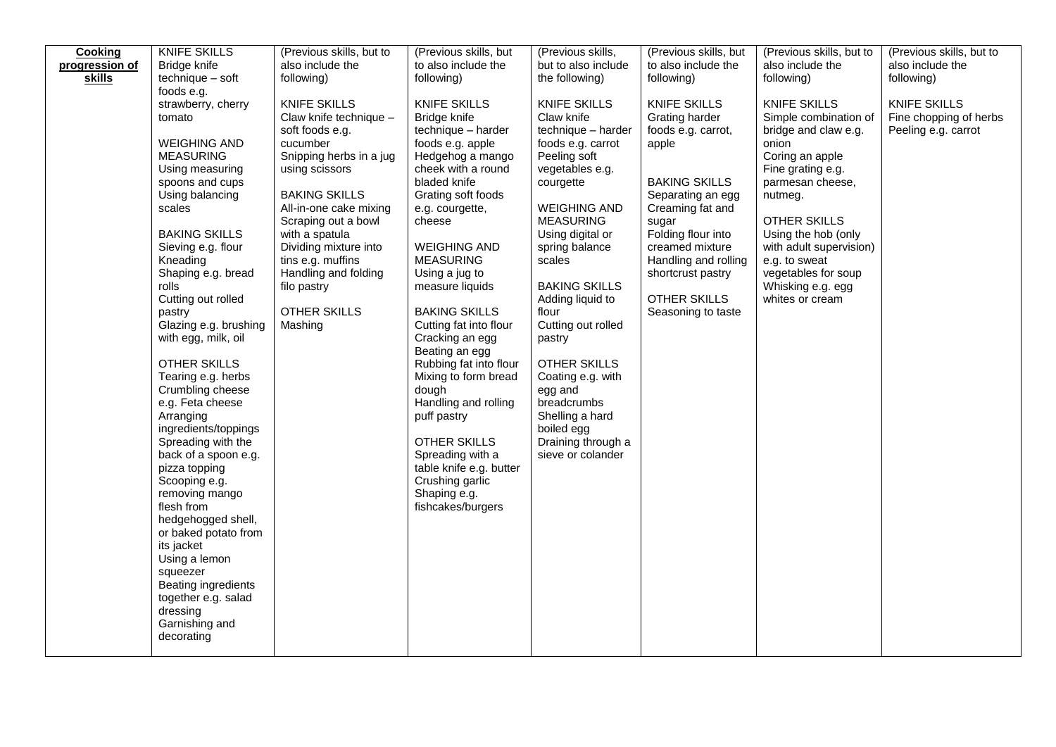| | | | | | | | |
|---|---|---|---|---|---|---|---|
| **Cooking progression of skills** | KNIFE SKILLS<br>Bridge knife technique – soft foods e.g. strawberry, cherry tomato<br><br>WEIGHING AND MEASURING<br>Using measuring spoons and cups<br>Using balancing scales<br><br>BAKING SKILLS<br>Sieving e.g. flour<br>Kneading<br>Shaping e.g. bread rolls<br>Cutting out rolled pastry<br>Glazing e.g. brushing with egg, milk, oil<br><br>OTHER SKILLS<br>Tearing e.g. herbs<br>Crumbling cheese e.g. Feta cheese<br>Arranging ingredients/toppings<br>Spreading with the back of a spoon e.g. pizza topping<br>Scooping e.g. removing mango flesh from hedgehogged shell, or baked potato from its jacket<br>Using a lemon squeezer<br>Beating ingredients together e.g. salad dressing<br>Garnishing and decorating | (Previous skills, but to also include the following)<br><br>KNIFE SKILLS<br>Claw knife technique – soft foods e.g. cucumber<br>Snipping herbs in a jug using scissors<br><br>BAKING SKILLS<br>All-in-one cake mixing<br>Scraping out a bowl with a spatula<br>Dividing mixture into tins e.g. muffins<br>Handling and folding filo pastry<br><br>OTHER SKILLS<br>Mashing | (Previous skills, but to also include the following)<br><br>KNIFE SKILLS<br>Bridge knife technique – harder foods e.g. apple<br>Hedgehog a mango cheek with a round bladed knife<br>Grating soft foods e.g. courgette, cheese<br><br>WEIGHING AND MEASURING<br>Using a jug to measure liquids<br><br>BAKING SKILLS<br>Cutting fat into flour<br>Cracking an egg<br>Beating an egg<br>Rubbing fat into flour<br>Mixing to form bread dough<br>Handling and rolling puff pastry<br><br>OTHER SKILLS<br>Spreading with a table knife e.g. butter<br>Crushing garlic<br>Shaping e.g. fishcakes/burgers | (Previous skills, but to also include the following)<br><br>KNIFE SKILLS<br>Claw knife technique – harder foods e.g. carrot<br>Peeling soft vegetables e.g. courgette<br><br>WEIGHING AND MEASURING<br>Using digital or spring balance scales<br><br>BAKING SKILLS<br>Adding liquid to flour<br>Cutting out rolled pastry<br><br>OTHER SKILLS<br>Coating e.g. with egg and breadcrumbs<br>Shelling a hard boiled egg<br>Draining through a sieve or colander | (Previous skills, but to also include the following)<br><br>KNIFE SKILLS<br>Grating harder foods e.g. carrot, apple<br><br>BAKING SKILLS<br>Separating an egg<br>Creaming fat and sugar<br>Folding flour into creamed mixture<br>Handling and rolling shortcrust pastry<br><br>OTHER SKILLS<br>Seasoning to taste | (Previous skills, but to also include the following)<br><br>KNIFE SKILLS<br>Simple combination of bridge and claw e.g. onion<br>Coring an apple<br>Fine grating e.g. parmesan cheese, nutmeg.<br><br>OTHER SKILLS<br>Using the hob (only with adult supervision) e.g. to sweat vegetables for soup<br>Whisking e.g. egg whites or cream | (Previous skills, but to also include the following)<br><br>KNIFE SKILLS<br>Fine chopping of herbs<br>Peeling e.g. carrot |